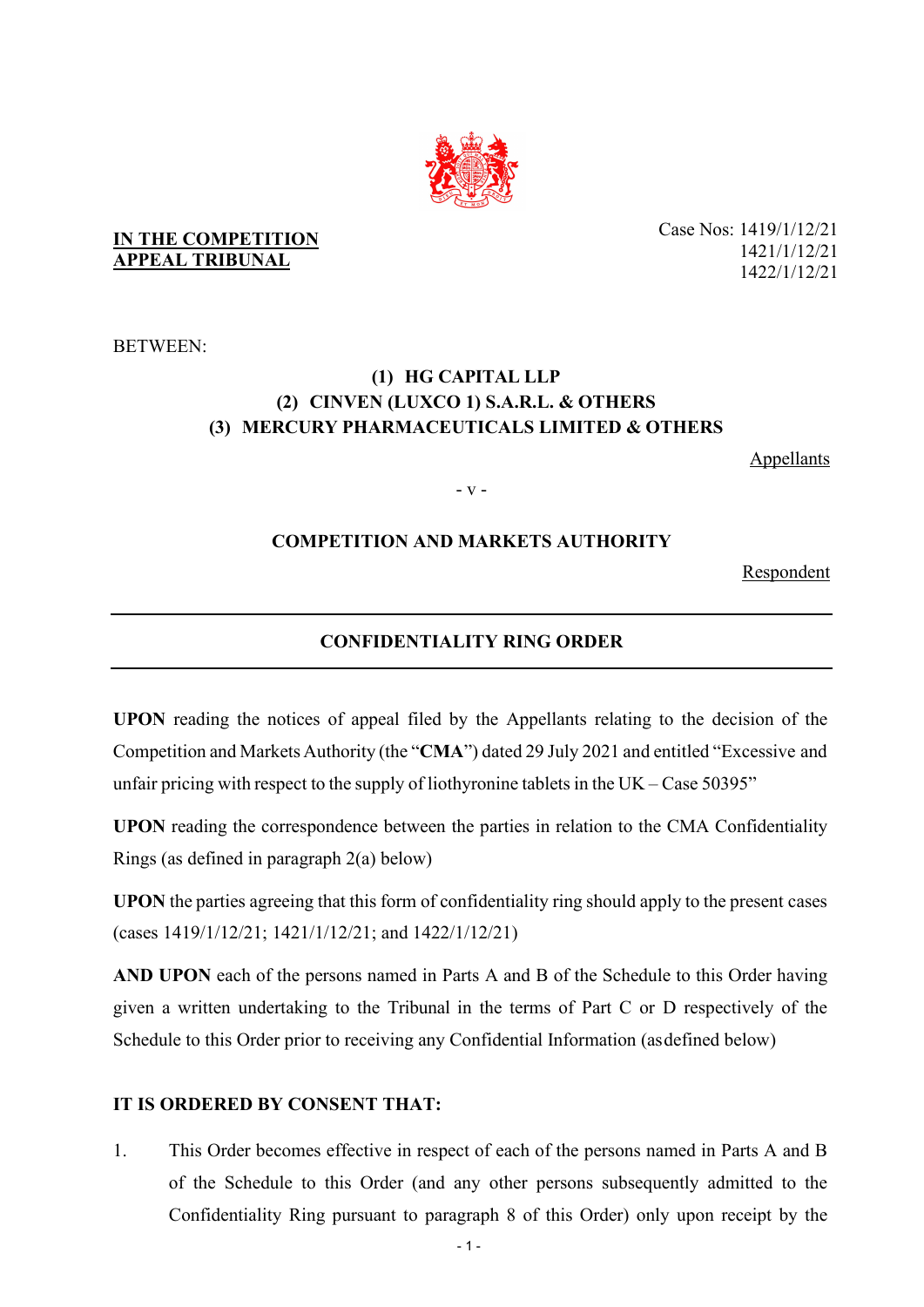**IN THE COMPETITION APPEAL TRIBUNAL**

Case Nos: 1419/1/12/21
1421/1/12/21
1422/1/12/21

BETWEEN:

**(1) HG CAPITAL LLP**
**(2) CINVEN (LUXCO 1) S.A.R.L. & OTHERS**
**(3) MERCURY PHARMACEUTICALS LIMITED & OTHERS**

Appellants

\- v -

**COMPETITION AND MARKETS AUTHORITY**

Respondent

---

**CONFIDENTIALITY RING ORDER**

---

**UPON** reading the notices of appeal filed by the Appellants relating to the decision of the Competition and Markets Authority (the "**CMA**") dated 29 July 2021 and entitled "Excessive and unfair pricing with respect to the supply of liothyronine tablets in the UK – Case 50395"

**UPON** reading the correspondence between the parties in relation to the CMA Confidentiality Rings (as defined in paragraph 2(a) below)

**UPON** the parties agreeing that this form of confidentiality ring should apply to the present cases (cases 1419/1/12/21; 1421/1/12/21; and 1422/1/12/21)

**AND UPON** each of the persons named in Parts A and B of the Schedule to this Order having given a written undertaking to the Tribunal in the terms of Part C or D respectively of the Schedule to this Order prior to receiving any Confidential Information (as defined below)

**IT IS ORDERED BY CONSENT THAT:**

1. This Order becomes effective in respect of each of the persons named in Parts A and B of the Schedule to this Order (and any other persons subsequently admitted to the Confidentiality Ring pursuant to paragraph 8 of this Order) only upon receipt by the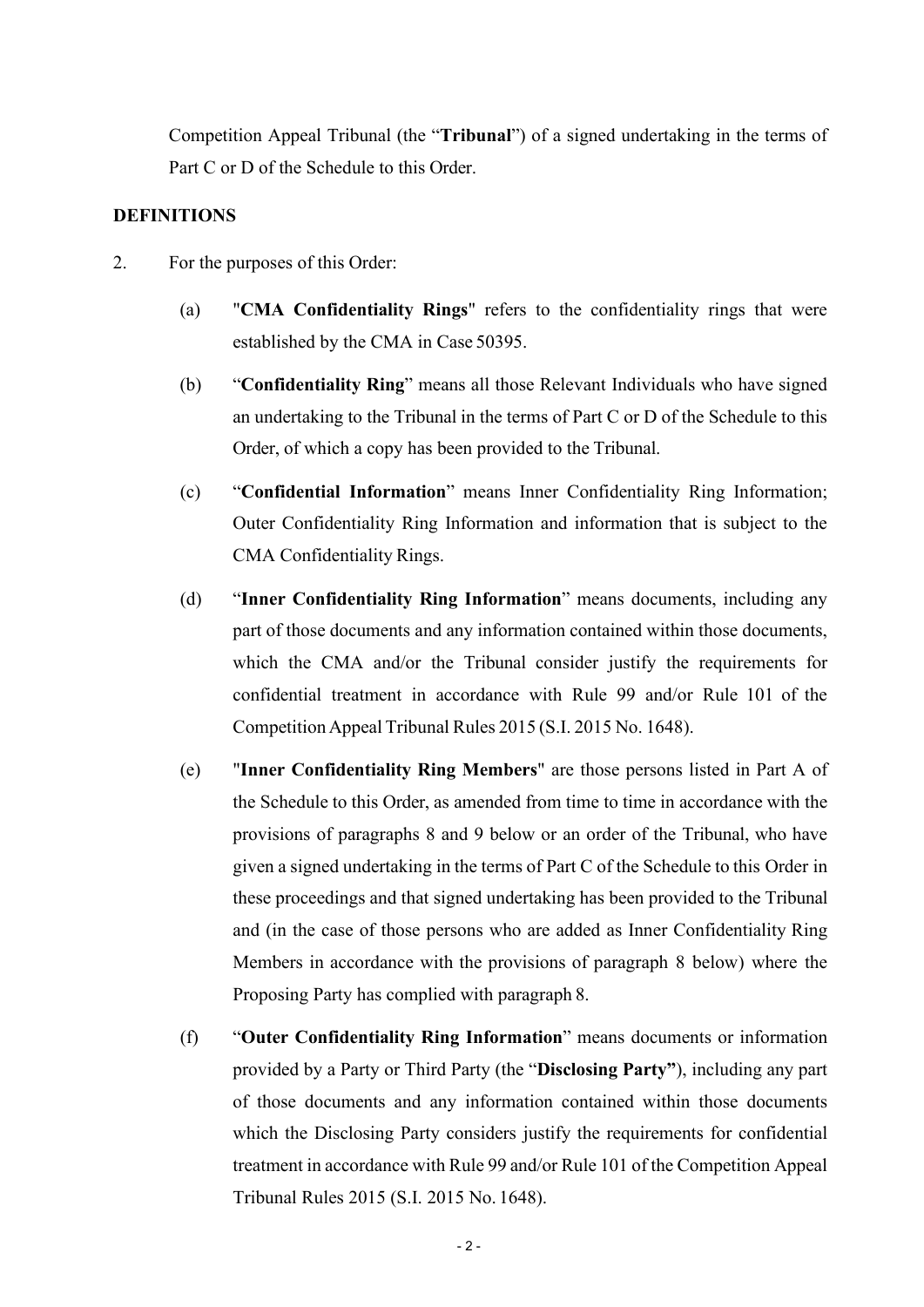Competition Appeal Tribunal (the "**Tribunal**") of a signed undertaking in the terms of Part C or D of the Schedule to this Order.

**DEFINITIONS**

2. For the purposes of this Order:

   (a) "**CMA Confidentiality Rings**" refers to the confidentiality rings that were established by the CMA in Case 50395.

   (b) "**Confidentiality Ring**" means all those Relevant Individuals who have signed an undertaking to the Tribunal in the terms of Part C or D of the Schedule to this Order, of which a copy has been provided to the Tribunal.

   (c) "**Confidential Information**" means Inner Confidentiality Ring Information; Outer Confidentiality Ring Information and information that is subject to the CMA Confidentiality Rings.

   (d) "**Inner Confidentiality Ring Information**" means documents, including any part of those documents and any information contained within those documents, which the CMA and/or the Tribunal consider justify the requirements for confidential treatment in accordance with Rule 99 and/or Rule 101 of the Competition Appeal Tribunal Rules 2015 (S.I. 2015 No. 1648).

   (e) "**Inner Confidentiality Ring Members**" are those persons listed in Part A of the Schedule to this Order, as amended from time to time in accordance with the provisions of paragraphs 8 and 9 below or an order of the Tribunal, who have given a signed undertaking in the terms of Part C of the Schedule to this Order in these proceedings and that signed undertaking has been provided to the Tribunal and (in the case of those persons who are added as Inner Confidentiality Ring Members in accordance with the provisions of paragraph 8 below) where the Proposing Party has complied with paragraph 8.

   (f) "**Outer Confidentiality Ring Information**" means documents or information provided by a Party or Third Party (the "**Disclosing Party**"), including any part of those documents and any information contained within those documents which the Disclosing Party considers justify the requirements for confidential treatment in accordance with Rule 99 and/or Rule 101 of the Competition Appeal Tribunal Rules 2015 (S.I. 2015 No. 1648).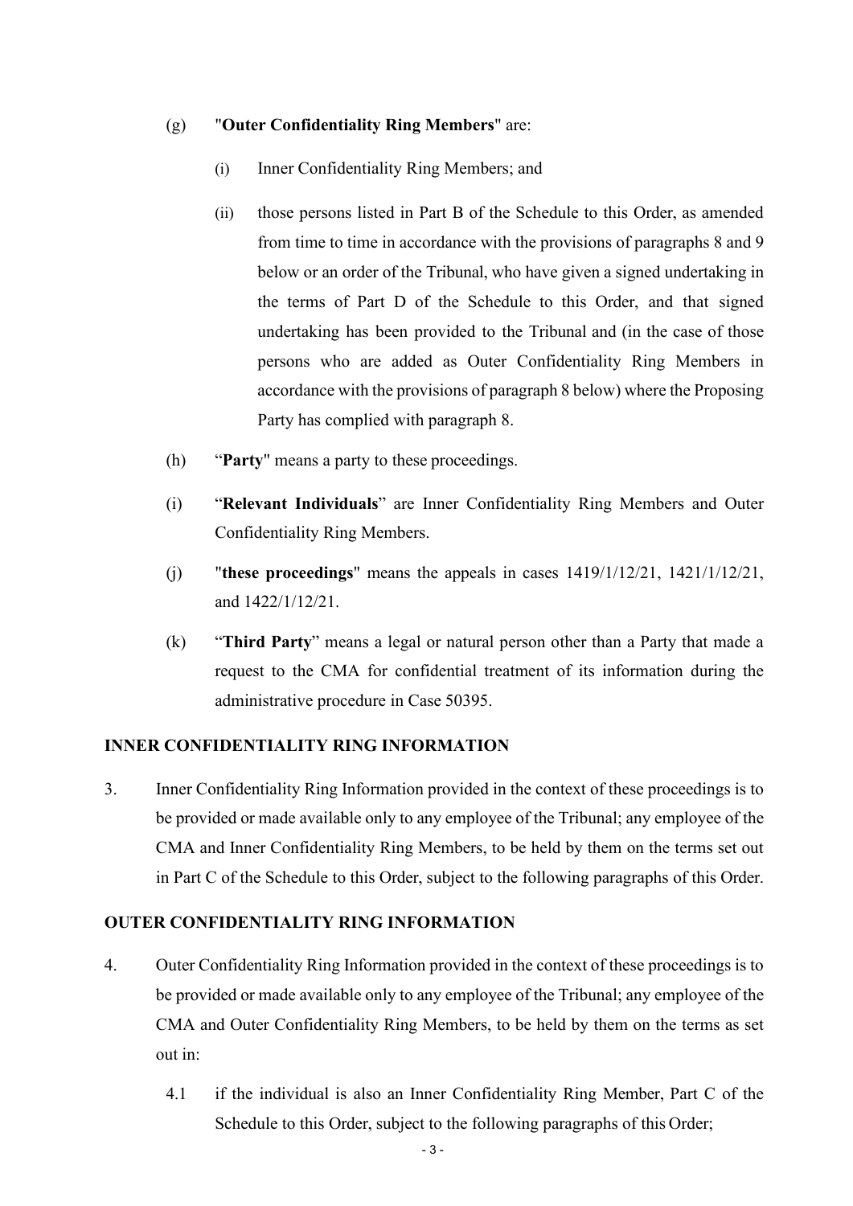(g) "**Outer Confidentiality Ring Members**" are:

(i) Inner Confidentiality Ring Members; and

(ii) those persons listed in Part B of the Schedule to this Order, as amended from time to time in accordance with the provisions of paragraphs 8 and 9 below or an order of the Tribunal, who have given a signed undertaking in the terms of Part D of the Schedule to this Order, and that signed undertaking has been provided to the Tribunal and (in the case of those persons who are added as Outer Confidentiality Ring Members in accordance with the provisions of paragraph 8 below) where the Proposing Party has complied with paragraph 8.

(h) "**Party**" means a party to these proceedings.

(i) "**Relevant Individuals**" are Inner Confidentiality Ring Members and Outer Confidentiality Ring Members.

(j) "**these proceedings**" means the appeals in cases 1419/1/12/21, 1421/1/12/21, and 1422/1/12/21.

(k) "**Third Party**" means a legal or natural person other than a Party that made a request to the CMA for confidential treatment of its information during the administrative procedure in Case 50395.

**INNER CONFIDENTIALITY RING INFORMATION**

3. Inner Confidentiality Ring Information provided in the context of these proceedings is to be provided or made available only to any employee of the Tribunal; any employee of the CMA and Inner Confidentiality Ring Members, to be held by them on the terms set out in Part C of the Schedule to this Order, subject to the following paragraphs of this Order.

**OUTER CONFIDENTIALITY RING INFORMATION**

4. Outer Confidentiality Ring Information provided in the context of these proceedings is to be provided or made available only to any employee of the Tribunal; any employee of the CMA and Outer Confidentiality Ring Members, to be held by them on the terms as set out in:

4.1 if the individual is also an Inner Confidentiality Ring Member, Part C of the Schedule to this Order, subject to the following paragraphs of this Order;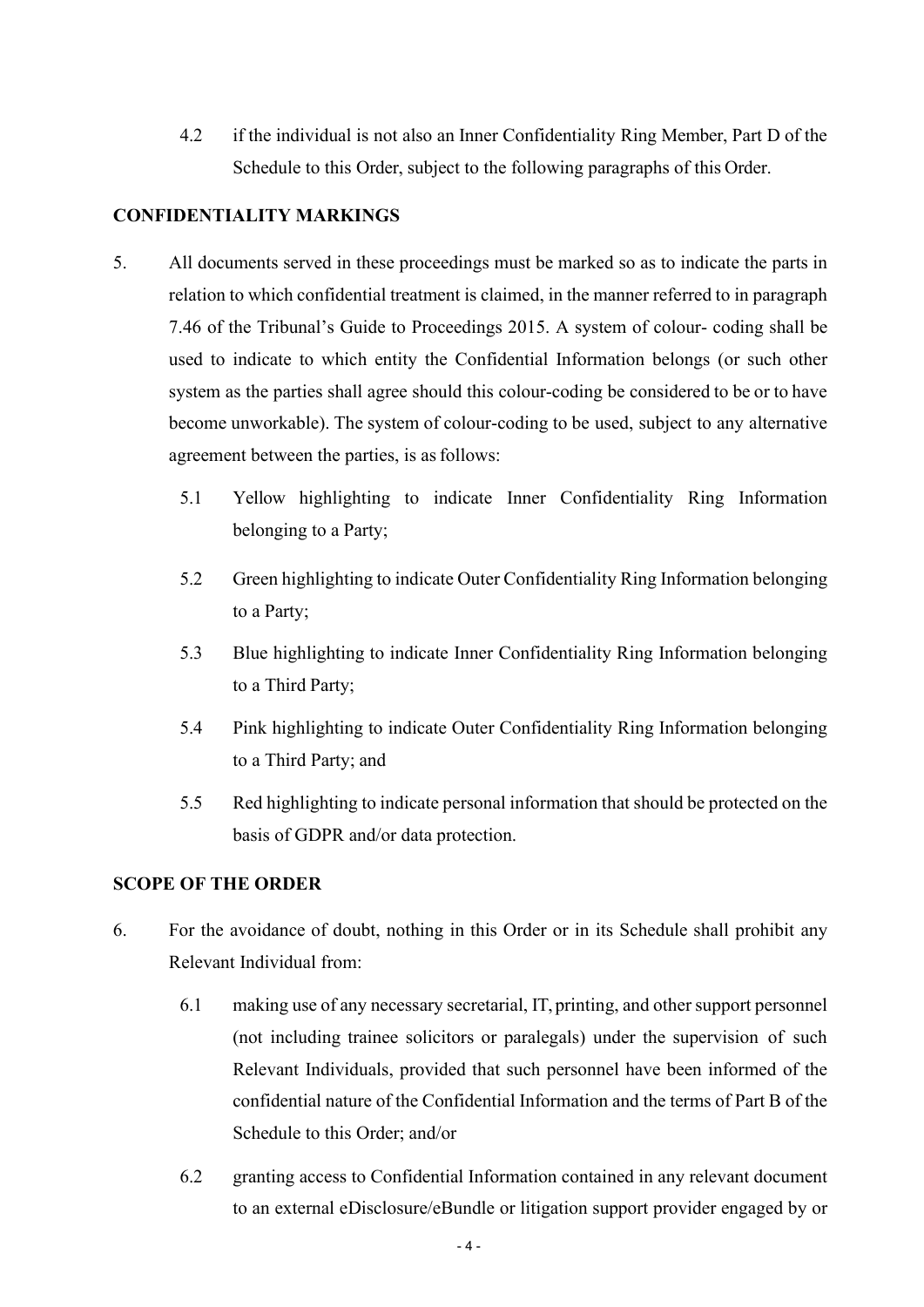4.2 if the individual is not also an Inner Confidentiality Ring Member, Part D of the Schedule to this Order, subject to the following paragraphs of this Order.

**CONFIDENTIALITY MARKINGS**

5. All documents served in these proceedings must be marked so as to indicate the parts in relation to which confidential treatment is claimed, in the manner referred to in paragraph 7.46 of the Tribunal's Guide to Proceedings 2015. A system of colour- coding shall be used to indicate to which entity the Confidential Information belongs (or such other system as the parties shall agree should this colour-coding be considered to be or to have become unworkable). The system of colour-coding to be used, subject to any alternative agreement between the parties, is as follows:

   5.1 Yellow highlighting to indicate Inner Confidentiality Ring Information belonging to a Party;

   5.2 Green highlighting to indicate Outer Confidentiality Ring Information belonging to a Party;

   5.3 Blue highlighting to indicate Inner Confidentiality Ring Information belonging to a Third Party;

   5.4 Pink highlighting to indicate Outer Confidentiality Ring Information belonging to a Third Party; and

   5.5 Red highlighting to indicate personal information that should be protected on the basis of GDPR and/or data protection.

**SCOPE OF THE ORDER**

6. For the avoidance of doubt, nothing in this Order or in its Schedule shall prohibit any Relevant Individual from:

   6.1 making use of any necessary secretarial, IT, printing, and other support personnel (not including trainee solicitors or paralegals) under the supervision of such Relevant Individuals, provided that such personnel have been informed of the confidential nature of the Confidential Information and the terms of Part B of the Schedule to this Order; and/or

   6.2 granting access to Confidential Information contained in any relevant document to an external eDisclosure/eBundle or litigation support provider engaged by or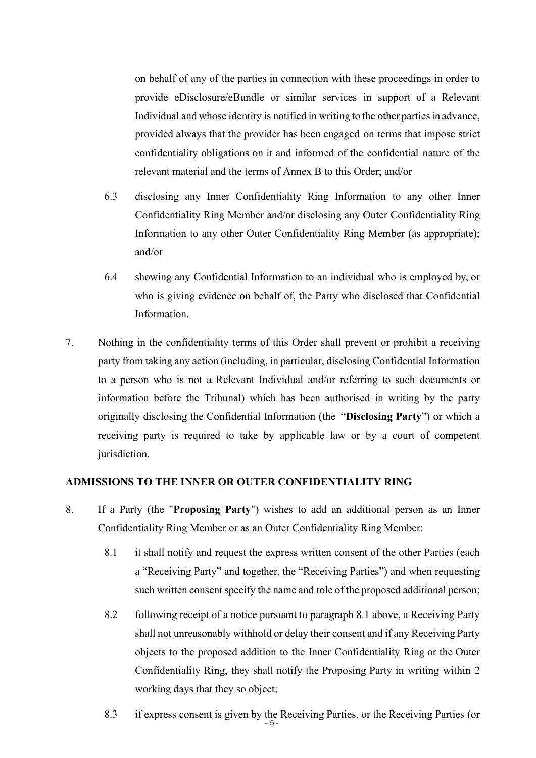on behalf of any of the parties in connection with these proceedings in order to provide eDisclosure/eBundle or similar services in support of a Relevant Individual and whose identity is notified in writing to the other parties in advance, provided always that the provider has been engaged on terms that impose strict confidentiality obligations on it and informed of the confidential nature of the relevant material and the terms of Annex B to this Order; and/or

6.3 disclosing any Inner Confidentiality Ring Information to any other Inner Confidentiality Ring Member and/or disclosing any Outer Confidentiality Ring Information to any other Outer Confidentiality Ring Member (as appropriate); and/or

6.4 showing any Confidential Information to an individual who is employed by, or who is giving evidence on behalf of, the Party who disclosed that Confidential Information.

7. Nothing in the confidentiality terms of this Order shall prevent or prohibit a receiving party from taking any action (including, in particular, disclosing Confidential Information to a person who is not a Relevant Individual and/or referring to such documents or information before the Tribunal) which has been authorised in writing by the party originally disclosing the Confidential Information (the "**Disclosing Party**") or which a receiving party is required to take by applicable law or by a court of competent jurisdiction.

## ADMISSIONS TO THE INNER OR OUTER CONFIDENTIALITY RING

8. If a Party (the "**Proposing Party**") wishes to add an additional person as an Inner Confidentiality Ring Member or as an Outer Confidentiality Ring Member:

8.1 it shall notify and request the express written consent of the other Parties (each a "Receiving Party" and together, the "Receiving Parties") and when requesting such written consent specify the name and role of the proposed additional person;

8.2 following receipt of a notice pursuant to paragraph 8.1 above, a Receiving Party shall not unreasonably withhold or delay their consent and if any Receiving Party objects to the proposed addition to the Inner Confidentiality Ring or the Outer Confidentiality Ring, they shall notify the Proposing Party in writing within 2 working days that they so object;

8.3 if express consent is given by the Receiving Parties, or the Receiving Parties (or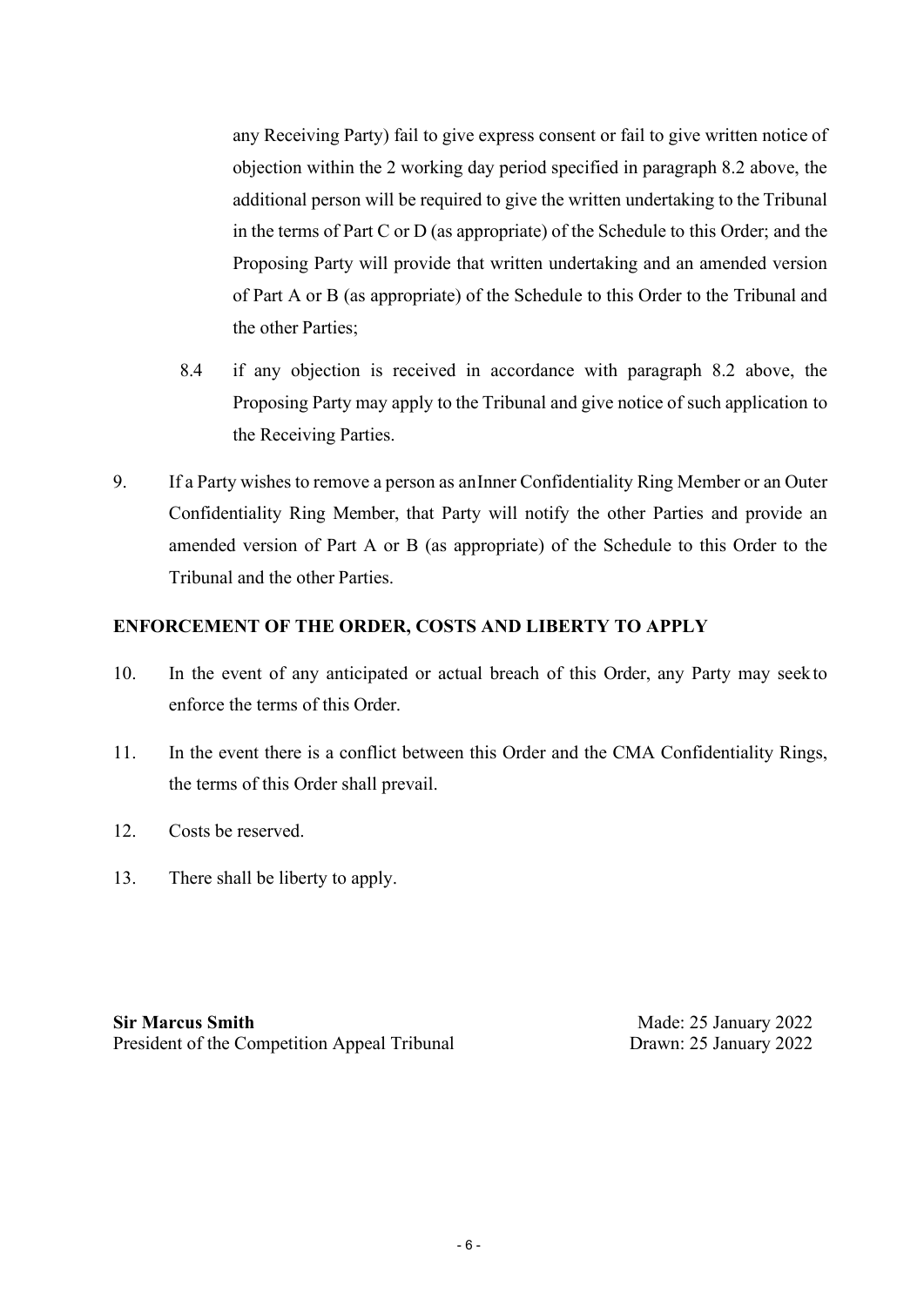any Receiving Party) fail to give express consent or fail to give written notice of objection within the 2 working day period specified in paragraph 8.2 above, the additional person will be required to give the written undertaking to the Tribunal in the terms of Part C or D (as appropriate) of the Schedule to this Order; and the Proposing Party will provide that written undertaking and an amended version of Part A or B (as appropriate) of the Schedule to this Order to the Tribunal and the other Parties;

8.4 if any objection is received in accordance with paragraph 8.2 above, the Proposing Party may apply to the Tribunal and give notice of such application to the Receiving Parties.

9. If a Party wishes to remove a person as an Inner Confidentiality Ring Member or an Outer Confidentiality Ring Member, that Party will notify the other Parties and provide an amended version of Part A or B (as appropriate) of the Schedule to this Order to the Tribunal and the other Parties.

**ENFORCEMENT OF THE ORDER, COSTS AND LIBERTY TO APPLY**

10. In the event of any anticipated or actual breach of this Order, any Party may seek to enforce the terms of this Order.

11. In the event there is a conflict between this Order and the CMA Confidentiality Rings, the terms of this Order shall prevail.

12. Costs be reserved.

13. There shall be liberty to apply.

**Sir Marcus Smith**
President of the Competition Appeal Tribunal

Made: 25 January 2022
Drawn: 25 January 2022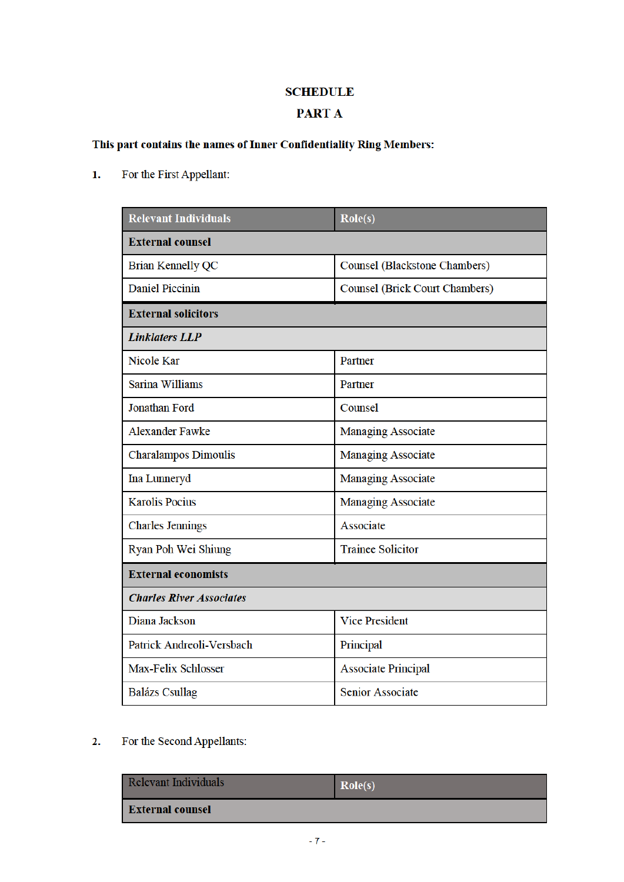# SCHEDULE

## PART A

**This part contains the names of Inner Confidentiality Ring Members:**

**1.** For the First Appellant:

| Relevant Individuals | Role(s) |
|---|---|
| **External counsel** | |
| Brian Kennelly QC | Counsel (Blackstone Chambers) |
| Daniel Piccinin | Counsel (Brick Court Chambers) |
| **External solicitors** | |
| ***Linklaters LLP*** | |
| Nicole Kar | Partner |
| Sarina Williams | Partner |
| Jonathan Ford | Counsel |
| Alexander Fawke | Managing Associate |
| Charalampos Dimoulis | Managing Associate |
| Ina Lunneryd | Managing Associate |
| Karolis Pocius | Managing Associate |
| Charles Jennings | Associate |
| Ryan Poh Wei Shiung | Trainee Solicitor |
| **External economists** | |
| ***Charles River Associates*** | |
| Diana Jackson | Vice President |
| Patrick Andreoli-Versbach | Principal |
| Max-Felix Schlosser | Associate Principal |
| Balázs Csullag | Senior Associate |

**2.** For the Second Appellants:

| Relevant Individuals | Role(s) |
|---|---|
| **External counsel** | |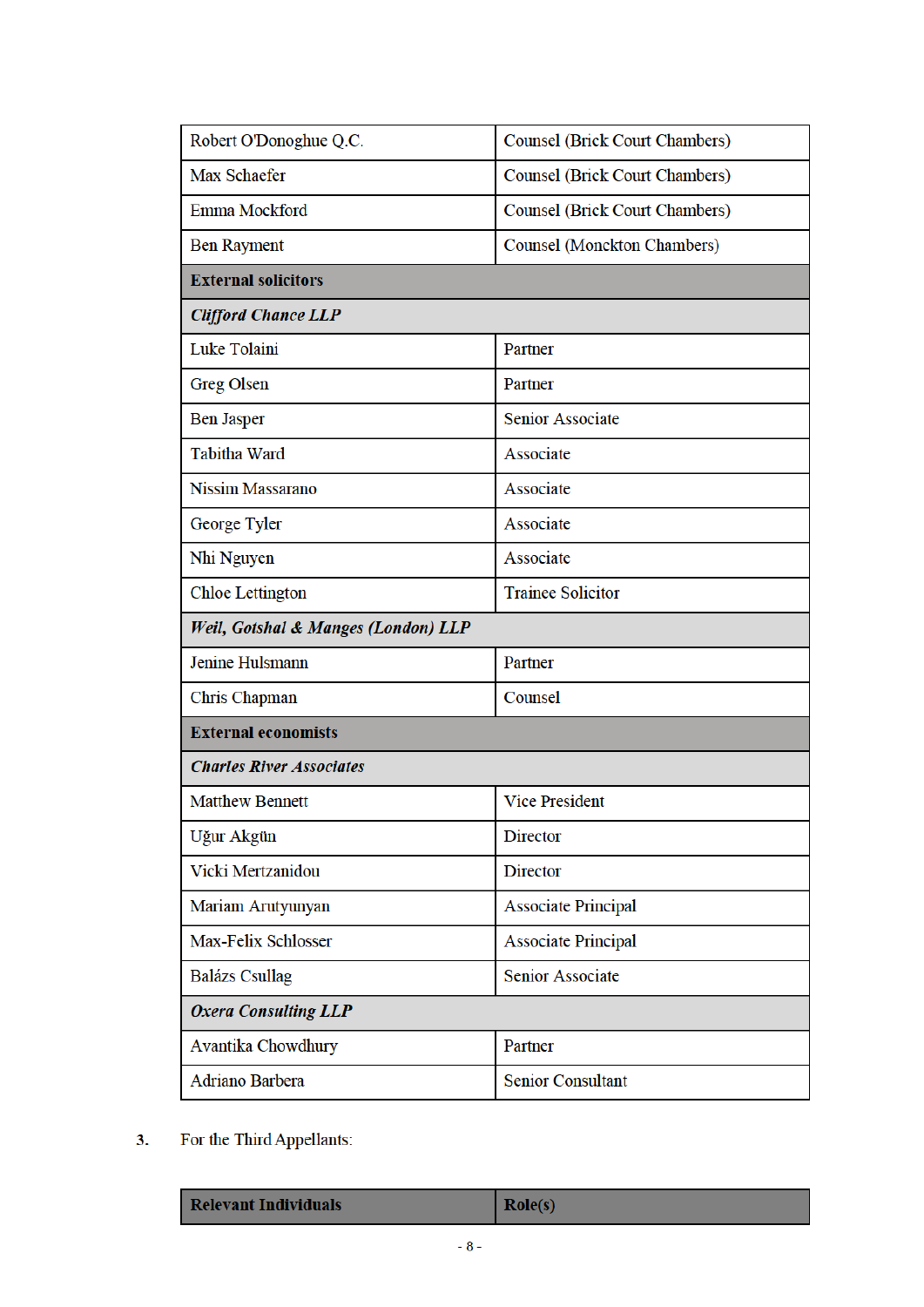| | |
|---|---|
| Robert O'Donoghue Q.C. | Counsel (Brick Court Chambers) |
| Max Schaefer | Counsel (Brick Court Chambers) |
| Emma Mockford | Counsel (Brick Court Chambers) |
| Ben Rayment | Counsel (Monckton Chambers) |
| **External solicitors** | |
| ***Clifford Chance LLP*** | |
| Luke Tolaini | Partner |
| Greg Olsen | Partner |
| Ben Jasper | Senior Associate |
| Tabitha Ward | Associate |
| Nissim Massarano | Associate |
| George Tyler | Associate |
| Nhi Nguyen | Associate |
| Chloe Lettington | Trainee Solicitor |
| ***Weil, Gotshal & Manges (London) LLP*** | |
| Jenine Hulsmann | Partner |
| Chris Chapman | Counsel |
| **External economists** | |
| ***Charles River Associates*** | |
| Matthew Bennett | Vice President |
| Uğur Akgün | Director |
| Vicki Mertzanidou | Director |
| Mariam Arutyunyan | Associate Principal |
| Max-Felix Schlosser | Associate Principal |
| Balázs Csullag | Senior Associate |
| ***Oxera Consulting LLP*** | |
| Avantika Chowdhury | Partner |
| Adriano Barbera | Senior Consultant |

3. For the Third Appellants:

| **Relevant Individuals** | **Role(s)** |
|---|---|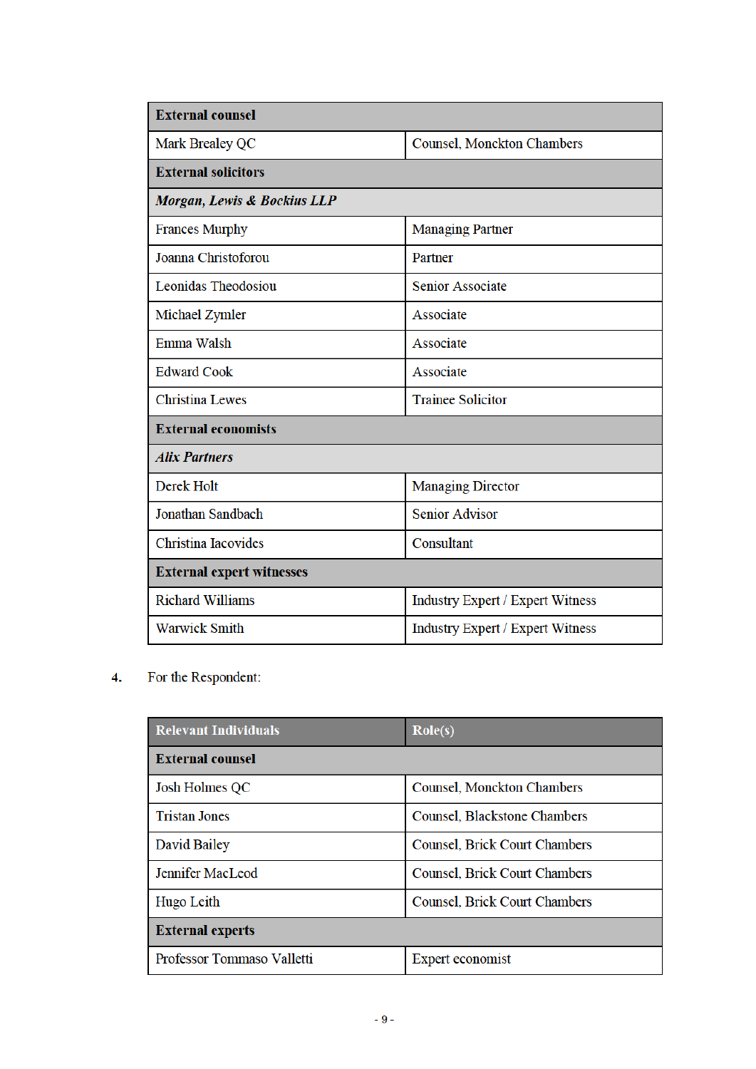| | |
|---|---|
| **External counsel** | |
| Mark Brealey QC | Counsel, Monckton Chambers |
| **External solicitors** | |
| ***Morgan, Lewis & Bockius LLP*** | |
| Frances Murphy | Managing Partner |
| Joanna Christoforou | Partner |
| Leonidas Theodosiou | Senior Associate |
| Michael Zymler | Associate |
| Emma Walsh | Associate |
| Edward Cook | Associate |
| Christina Lewes | Trainee Solicitor |
| **External economists** | |
| ***Alix Partners*** | |
| Derek Holt | Managing Director |
| Jonathan Sandbach | Senior Advisor |
| Christina Iacovides | Consultant |
| **External expert witnesses** | |
| Richard Williams | Industry Expert / Expert Witness |
| Warwick Smith | Industry Expert / Expert Witness |

4. For the Respondent:

| Relevant Individuals | Role(s) |
|---|---|
| **External counsel** | |
| Josh Holmes QC | Counsel, Monckton Chambers |
| Tristan Jones | Counsel, Blackstone Chambers |
| David Bailey | Counsel, Brick Court Chambers |
| Jennifer MacLeod | Counsel, Brick Court Chambers |
| Hugo Leith | Counsel, Brick Court Chambers |
| **External experts** | |
| Professor Tommaso Valletti | Expert economist |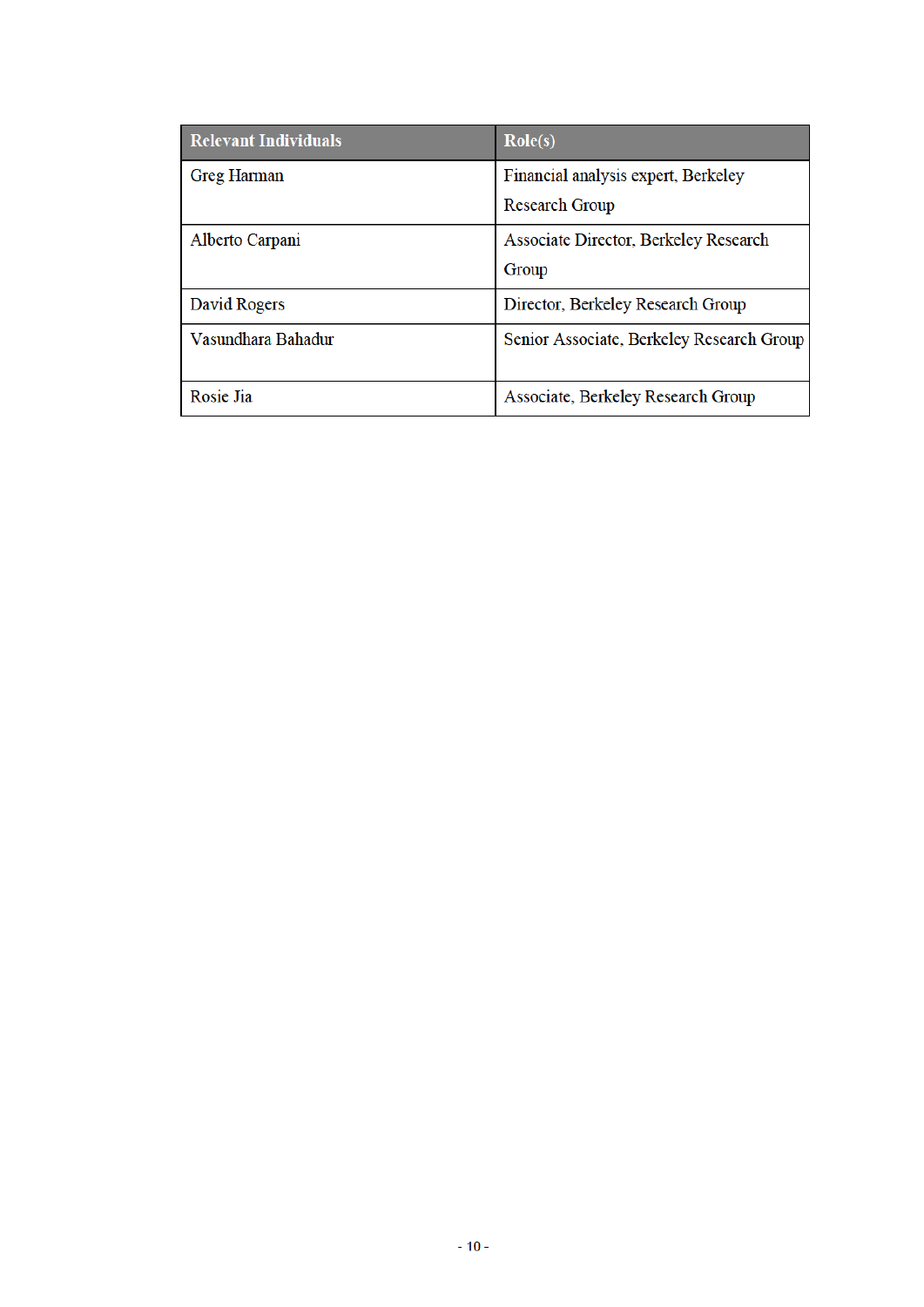| Relevant Individuals | Role(s) |
|---|---|
| Greg Harman | Financial analysis expert, Berkeley Research Group |
| Alberto Carpani | Associate Director, Berkeley Research Group |
| David Rogers | Director, Berkeley Research Group |
| Vasundhara Bahadur | Senior Associate, Berkeley Research Group |
| Rosie Jia | Associate, Berkeley Research Group |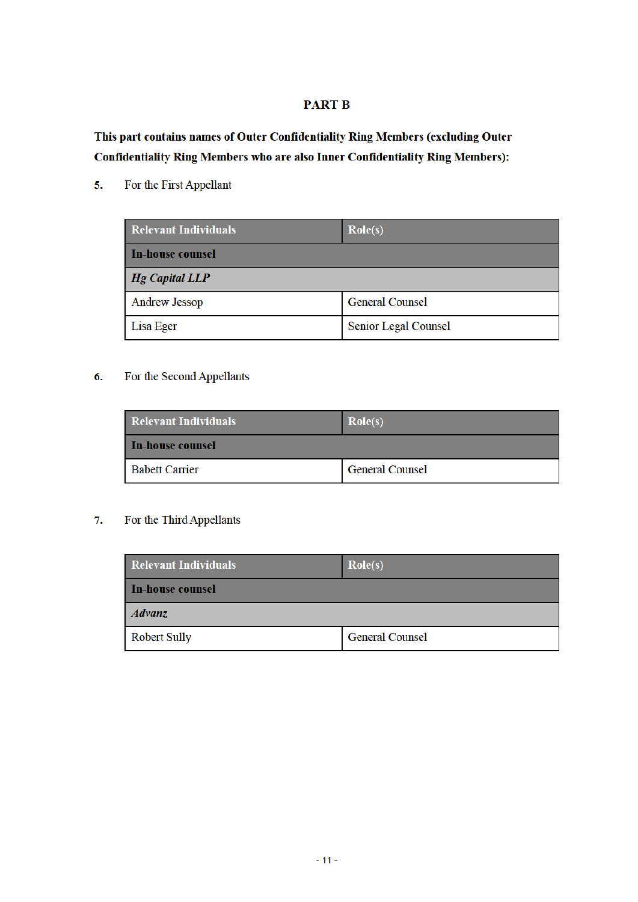## PART B

**This part contains names of Outer Confidentiality Ring Members (excluding Outer Confidentiality Ring Members who are also Inner Confidentiality Ring Members):**

**5.** For the First Appellant

| Relevant Individuals | Role(s) |
|---|---|
| **In-house counsel** | |
| ***Hg Capital LLP*** | |
| Andrew Jessop | General Counsel |
| Lisa Eger | Senior Legal Counsel |

**6.** For the Second Appellants

| Relevant Individuals | Role(s) |
|---|---|
| **In-house counsel** | |
| Babett Carrier | General Counsel |

**7.** For the Third Appellants

| Relevant Individuals | Role(s) |
|---|---|
| **In-house counsel** | |
| ***Advanz*** | |
| Robert Sully | General Counsel |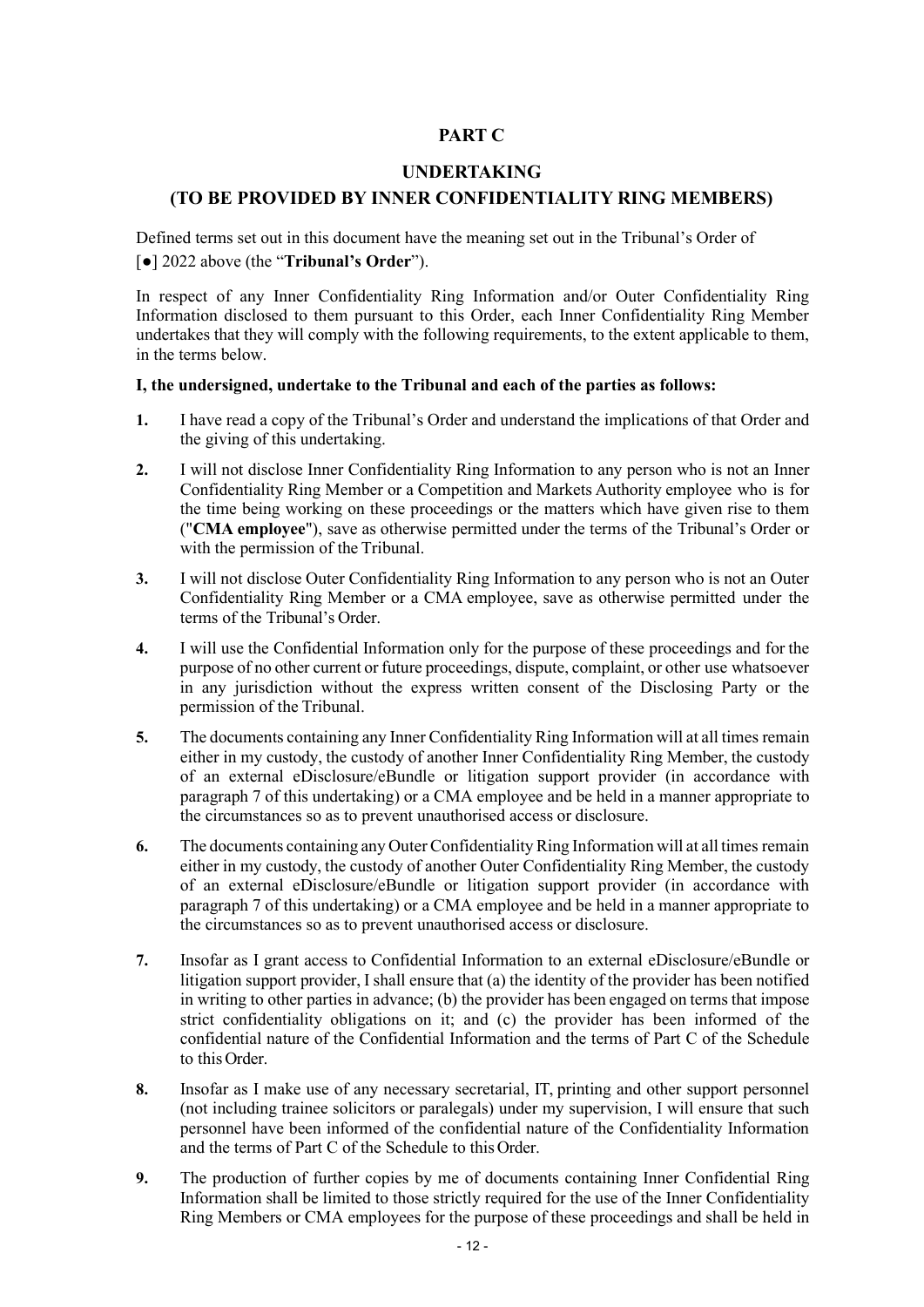## PART C

## UNDERTAKING

## (TO BE PROVIDED BY INNER CONFIDENTIALITY RING MEMBERS)

Defined terms set out in this document have the meaning set out in the Tribunal's Order of [●] 2022 above (the "**Tribunal's Order**").

In respect of any Inner Confidentiality Ring Information and/or Outer Confidentiality Ring Information disclosed to them pursuant to this Order, each Inner Confidentiality Ring Member undertakes that they will comply with the following requirements, to the extent applicable to them, in the terms below.

**I, the undersigned, undertake to the Tribunal and each of the parties as follows:**

**1.** I have read a copy of the Tribunal's Order and understand the implications of that Order and the giving of this undertaking.

**2.** I will not disclose Inner Confidentiality Ring Information to any person who is not an Inner Confidentiality Ring Member or a Competition and Markets Authority employee who is for the time being working on these proceedings or the matters which have given rise to them ("**CMA employee**"), save as otherwise permitted under the terms of the Tribunal's Order or with the permission of the Tribunal.

**3.** I will not disclose Outer Confidentiality Ring Information to any person who is not an Outer Confidentiality Ring Member or a CMA employee, save as otherwise permitted under the terms of the Tribunal's Order.

**4.** I will use the Confidential Information only for the purpose of these proceedings and for the purpose of no other current or future proceedings, dispute, complaint, or other use whatsoever in any jurisdiction without the express written consent of the Disclosing Party or the permission of the Tribunal.

**5.** The documents containing any Inner Confidentiality Ring Information will at all times remain either in my custody, the custody of another Inner Confidentiality Ring Member, the custody of an external eDisclosure/eBundle or litigation support provider (in accordance with paragraph 7 of this undertaking) or a CMA employee and be held in a manner appropriate to the circumstances so as to prevent unauthorised access or disclosure.

**6.** The documents containing any Outer Confidentiality Ring Information will at all times remain either in my custody, the custody of another Outer Confidentiality Ring Member, the custody of an external eDisclosure/eBundle or litigation support provider (in accordance with paragraph 7 of this undertaking) or a CMA employee and be held in a manner appropriate to the circumstances so as to prevent unauthorised access or disclosure.

**7.** Insofar as I grant access to Confidential Information to an external eDisclosure/eBundle or litigation support provider, I shall ensure that (a) the identity of the provider has been notified in writing to other parties in advance; (b) the provider has been engaged on terms that impose strict confidentiality obligations on it; and (c) the provider has been informed of the confidential nature of the Confidential Information and the terms of Part C of the Schedule to this Order.

**8.** Insofar as I make use of any necessary secretarial, IT, printing and other support personnel (not including trainee solicitors or paralegals) under my supervision, I will ensure that such personnel have been informed of the confidential nature of the Confidentiality Information and the terms of Part C of the Schedule to this Order.

**9.** The production of further copies by me of documents containing Inner Confidential Ring Information shall be limited to those strictly required for the use of the Inner Confidentiality Ring Members or CMA employees for the purpose of these proceedings and shall be held in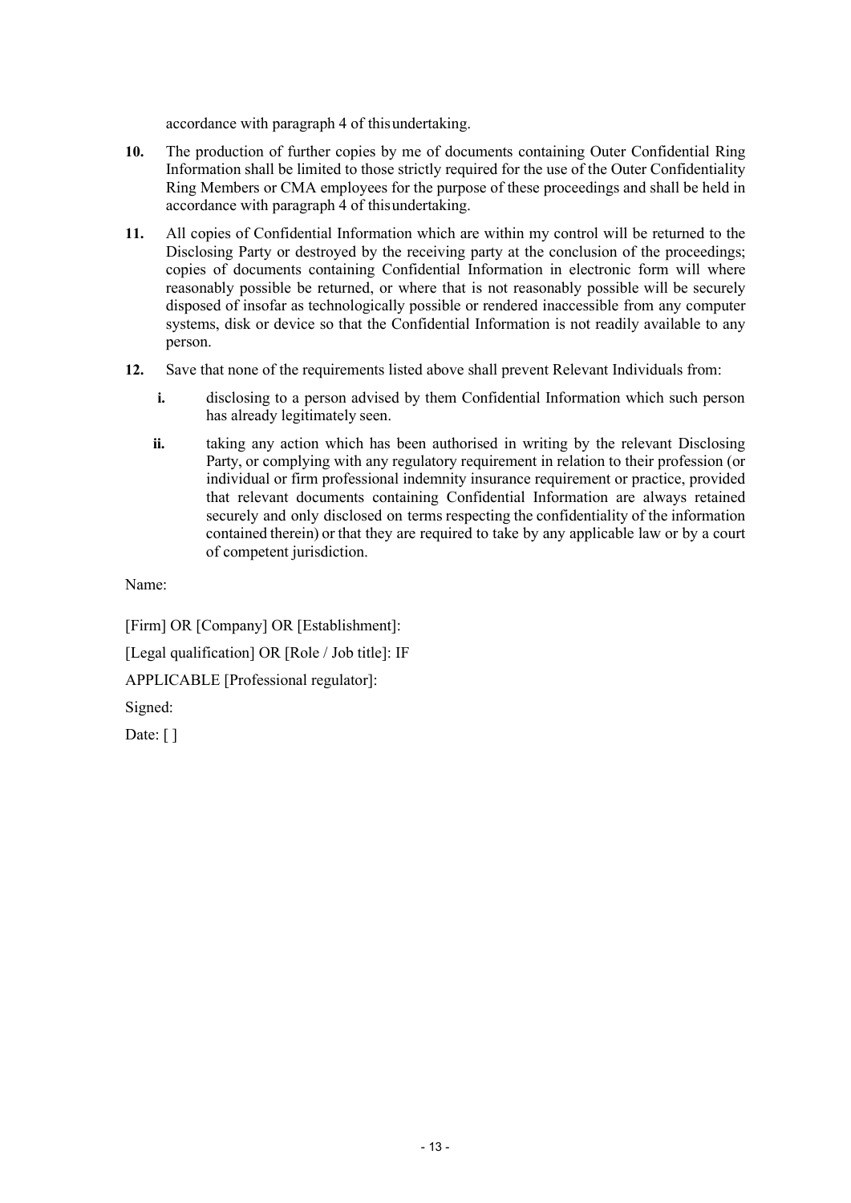accordance with paragraph 4 of this undertaking.

**10.** The production of further copies by me of documents containing Outer Confidential Ring Information shall be limited to those strictly required for the use of the Outer Confidentiality Ring Members or CMA employees for the purpose of these proceedings and shall be held in accordance with paragraph 4 of this undertaking.

**11.** All copies of Confidential Information which are within my control will be returned to the Disclosing Party or destroyed by the receiving party at the conclusion of the proceedings; copies of documents containing Confidential Information in electronic form will where reasonably possible be returned, or where that is not reasonably possible will be securely disposed of insofar as technologically possible or rendered inaccessible from any computer systems, disk or device so that the Confidential Information is not readily available to any person.

**12.** Save that none of the requirements listed above shall prevent Relevant Individuals from:

- **i.** disclosing to a person advised by them Confidential Information which such person has already legitimately seen.
- **ii.** taking any action which has been authorised in writing by the relevant Disclosing Party, or complying with any regulatory requirement in relation to their profession (or individual or firm professional indemnity insurance requirement or practice, provided that relevant documents containing Confidential Information are always retained securely and only disclosed on terms respecting the confidentiality of the information contained therein) or that they are required to take by any applicable law or by a court of competent jurisdiction.

Name:

[Firm] OR [Company] OR [Establishment]:

[Legal qualification] OR [Role / Job title]: IF

APPLICABLE [Professional regulator]:

Signed:

Date: [ ]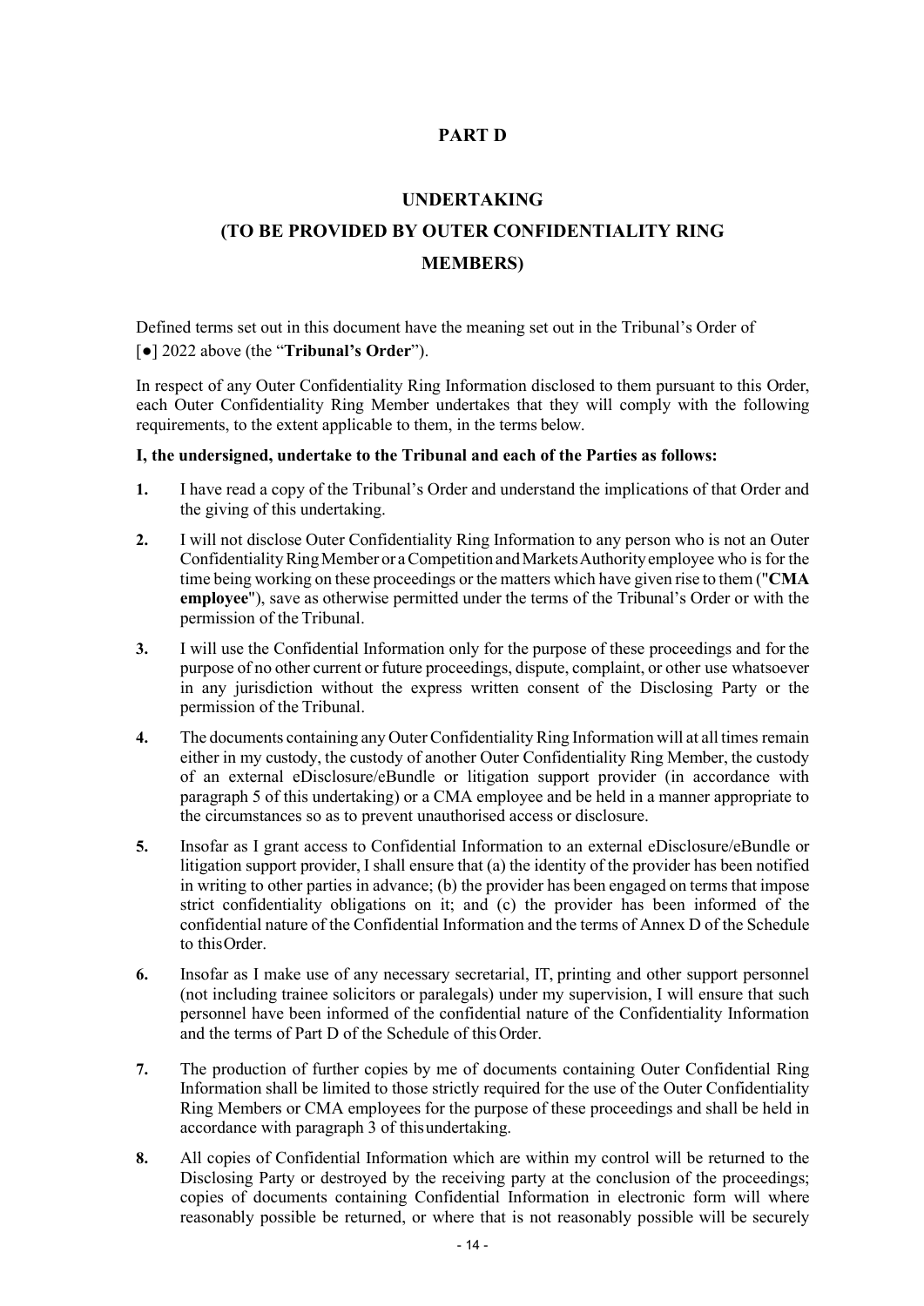## PART D

## UNDERTAKING

## (TO BE PROVIDED BY OUTER CONFIDENTIALITY RING MEMBERS)

Defined terms set out in this document have the meaning set out in the Tribunal's Order of [●] 2022 above (the "**Tribunal's Order**").

In respect of any Outer Confidentiality Ring Information disclosed to them pursuant to this Order, each Outer Confidentiality Ring Member undertakes that they will comply with the following requirements, to the extent applicable to them, in the terms below.

**I, the undersigned, undertake to the Tribunal and each of the Parties as follows:**

**1.** I have read a copy of the Tribunal's Order and understand the implications of that Order and the giving of this undertaking.

**2.** I will not disclose Outer Confidentiality Ring Information to any person who is not an Outer Confidentiality Ring Member or a Competition and Markets Authority employee who is for the time being working on these proceedings or the matters which have given rise to them ("**CMA employee**"), save as otherwise permitted under the terms of the Tribunal's Order or with the permission of the Tribunal.

**3.** I will use the Confidential Information only for the purpose of these proceedings and for the purpose of no other current or future proceedings, dispute, complaint, or other use whatsoever in any jurisdiction without the express written consent of the Disclosing Party or the permission of the Tribunal.

**4.** The documents containing any Outer Confidentiality Ring Information will at all times remain either in my custody, the custody of another Outer Confidentiality Ring Member, the custody of an external eDisclosure/eBundle or litigation support provider (in accordance with paragraph 5 of this undertaking) or a CMA employee and be held in a manner appropriate to the circumstances so as to prevent unauthorised access or disclosure.

**5.** Insofar as I grant access to Confidential Information to an external eDisclosure/eBundle or litigation support provider, I shall ensure that (a) the identity of the provider has been notified in writing to other parties in advance; (b) the provider has been engaged on terms that impose strict confidentiality obligations on it; and (c) the provider has been informed of the confidential nature of the Confidential Information and the terms of Annex D of the Schedule to this Order.

**6.** Insofar as I make use of any necessary secretarial, IT, printing and other support personnel (not including trainee solicitors or paralegals) under my supervision, I will ensure that such personnel have been informed of the confidential nature of the Confidentiality Information and the terms of Part D of the Schedule of this Order.

**7.** The production of further copies by me of documents containing Outer Confidential Ring Information shall be limited to those strictly required for the use of the Outer Confidentiality Ring Members or CMA employees for the purpose of these proceedings and shall be held in accordance with paragraph 3 of this undertaking.

**8.** All copies of Confidential Information which are within my control will be returned to the Disclosing Party or destroyed by the receiving party at the conclusion of the proceedings; copies of documents containing Confidential Information in electronic form will where reasonably possible be returned, or where that is not reasonably possible will be securely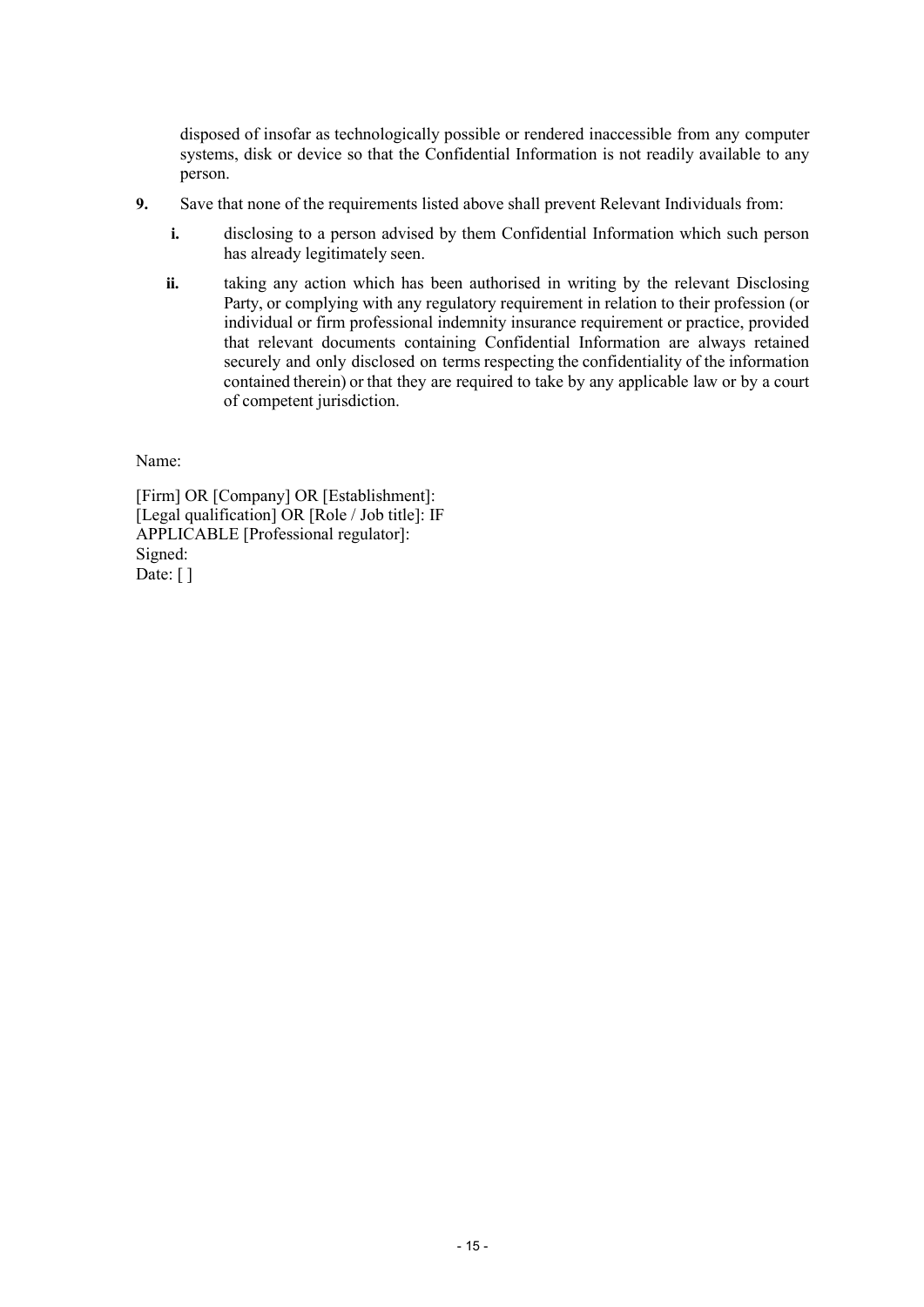disposed of insofar as technologically possible or rendered inaccessible from any computer systems, disk or device so that the Confidential Information is not readily available to any person.

**9.** Save that none of the requirements listed above shall prevent Relevant Individuals from:

**i.** disclosing to a person advised by them Confidential Information which such person has already legitimately seen.

**ii.** taking any action which has been authorised in writing by the relevant Disclosing Party, or complying with any regulatory requirement in relation to their profession (or individual or firm professional indemnity insurance requirement or practice, provided that relevant documents containing Confidential Information are always retained securely and only disclosed on terms respecting the confidentiality of the information contained therein) or that they are required to take by any applicable law or by a court of competent jurisdiction.

Name:

[Firm] OR [Company] OR [Establishment]:
[Legal qualification] OR [Role / Job title]: IF APPLICABLE [Professional regulator]:
Signed:
Date: [ ]